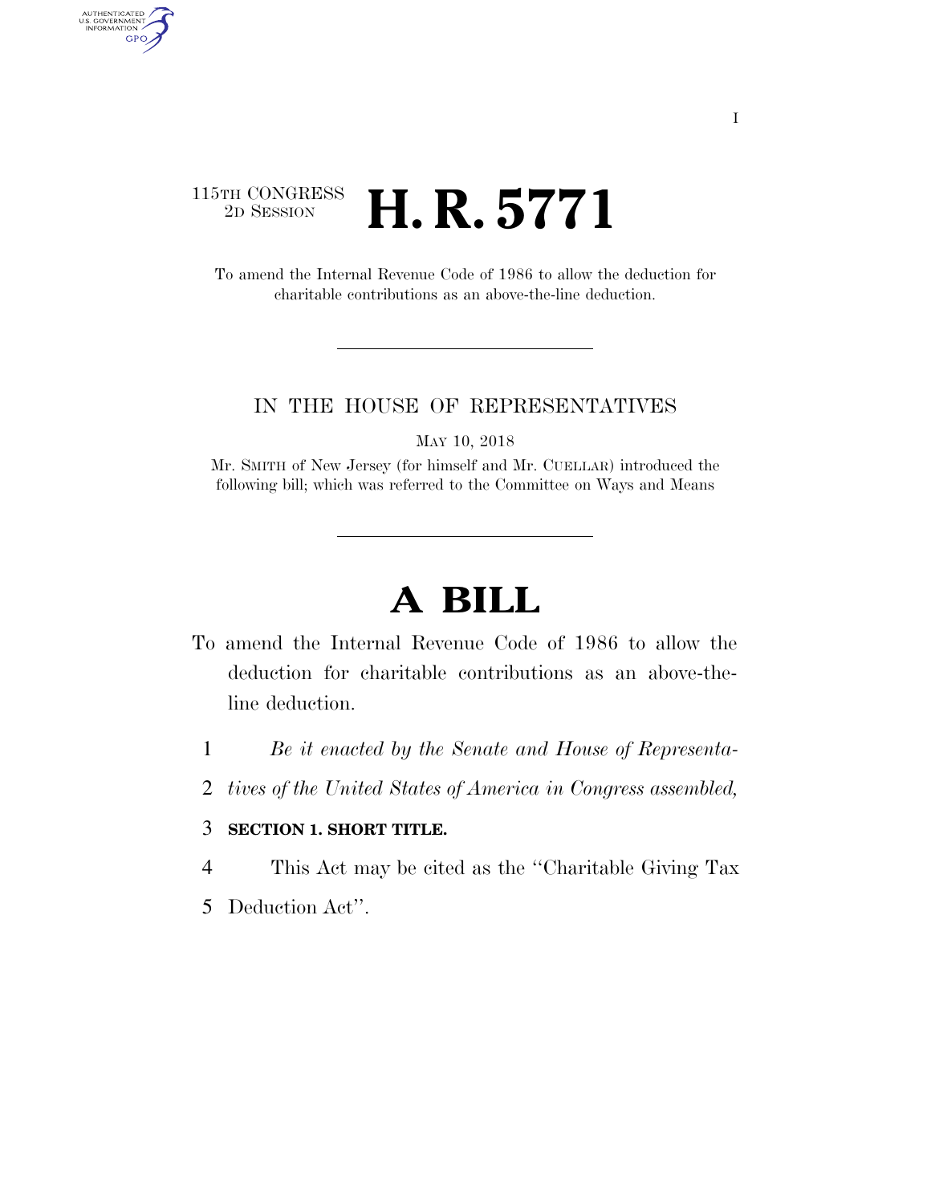115TH CONGRESS
2D SESSION

# H. R. 5771

To amend the Internal Revenue Code of 1986 to allow the deduction for charitable contributions as an above-the-line deduction.

IN THE HOUSE OF REPRESENTATIVES

MAY 10, 2018

Mr. SMITH of New Jersey (for himself and Mr. CUELLAR) introduced the following bill; which was referred to the Committee on Ways and Means

# A BILL

To amend the Internal Revenue Code of 1986 to allow the deduction for charitable contributions as an above-the-line deduction.

1 *Be it enacted by the Senate and House of Representa-*
2 *tives of the United States of America in Congress assembled,*

3 **SECTION 1. SHORT TITLE.**

4 This Act may be cited as the "Charitable Giving Tax
5 Deduction Act".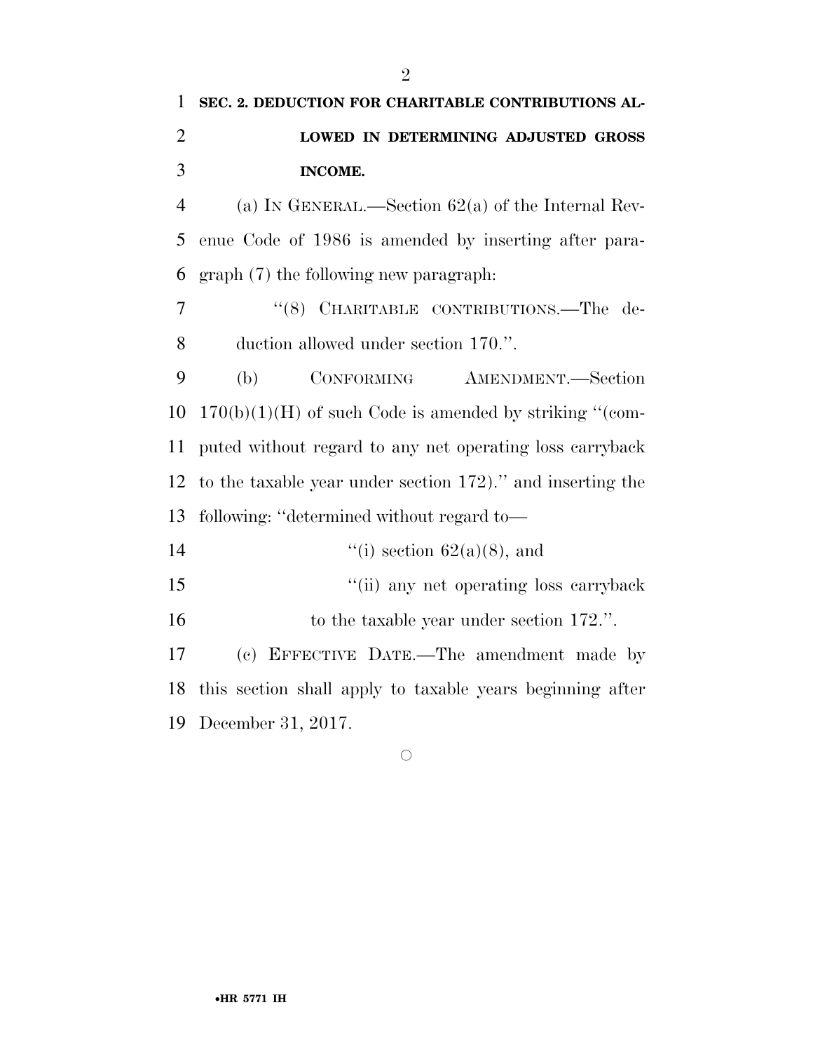## SEC. 2. DEDUCTION FOR CHARITABLE CONTRIBUTIONS ALLOWED IN DETERMINING ADJUSTED GROSS INCOME.

(a) IN GENERAL.—Section 62(a) of the Internal Revenue Code of 1986 is amended by inserting after paragraph (7) the following new paragraph:

> "(8) CHARITABLE CONTRIBUTIONS.—The deduction allowed under section 170.".

(b) CONFORMING AMENDMENT.—Section 170(b)(1)(H) of such Code is amended by striking "(computed without regard to any net operating loss carryback to the taxable year under section 172)." and inserting the following: "determined without regard to—

> "(i) section 62(a)(8), and
>
> "(ii) any net operating loss carryback to the taxable year under section 172.".

(c) EFFECTIVE DATE.—The amendment made by this section shall apply to taxable years beginning after December 31, 2017.

○